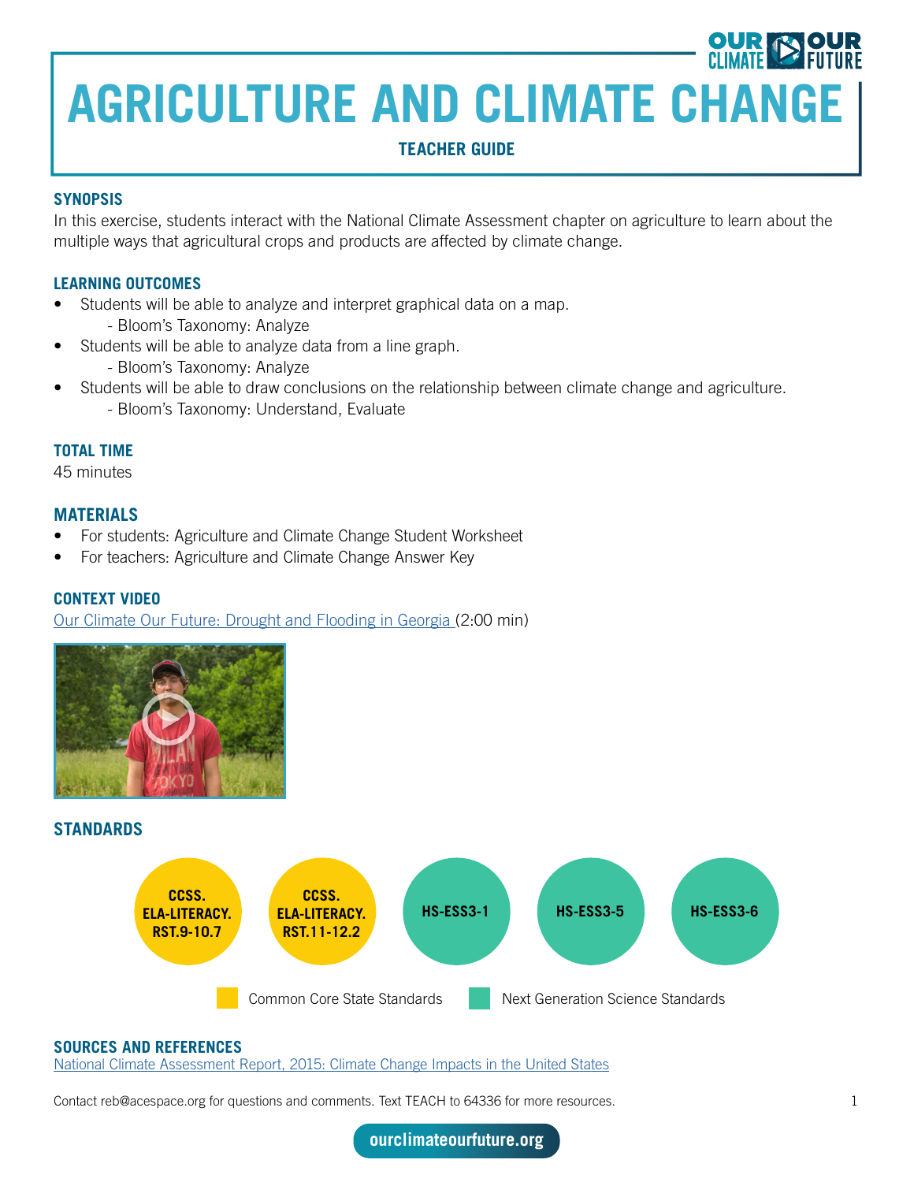# AGRICULTURE AND CLIMATE CHANGE

**TEACHER GUIDE**

## SYNOPSIS

In this exercise, students interact with the National Climate Assessment chapter on agriculture to learn about the multiple ways that agricultural crops and products are affected by climate change.

## LEARNING OUTCOMES

- Students will be able to analyze and interpret graphical data on a map.
  - Bloom's Taxonomy: Analyze
- Students will be able to analyze data from a line graph.
  - Bloom's Taxonomy: Analyze
- Students will be able to draw conclusions on the relationship between climate change and agriculture.
  - Bloom's Taxonomy: Understand, Evaluate

## TOTAL TIME

45 minutes

## MATERIALS

- For students: Agriculture and Climate Change Student Worksheet
- For teachers: Agriculture and Climate Change Answer Key

## CONTEXT VIDEO

Our Climate Our Future: Drought and Flooding in Georgia (2:00 min)

## STANDARDS

- CCSS.ELA-LITERACY.RST.9-10.7
- CCSS.ELA-LITERACY.RST.11-12.2
- HS-ESS3-1
- HS-ESS3-5
- HS-ESS3-6

Common Core State Standards | Next Generation Science Standards

## SOURCES AND REFERENCES

National Climate Assessment Report, 2015: Climate Change Impacts in the United States

Contact reb@acespace.org for questions and comments. Text TEACH to 64336 for more resources.

ourclimateourfuture.org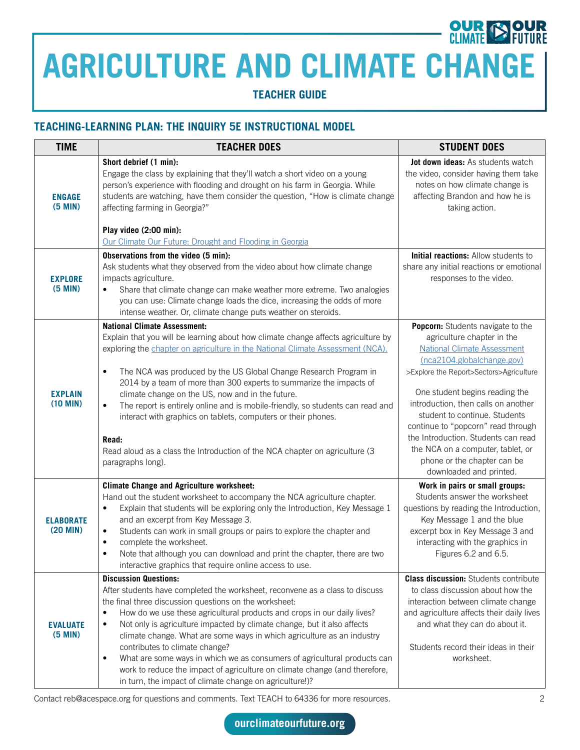# AGRICULTURE AND CLIMATE CHANGE

**TEACHER GUIDE**

## TEACHING-LEARNING PLAN: THE INQUIRY 5E INSTRUCTIONAL MODEL

| TIME | TEACHER DOES | STUDENT DOES |
|---|---|---|
| **ENGAGE (5 MIN)** | **Short debrief (1 min):** Engage the class by explaining that they'll watch a short video on a young person's experience with flooding and drought on his farm in Georgia. While students are watching, have them consider the question, "How is climate change affecting farming in Georgia?"<br><br>**Play video (2:00 min):** Our Climate Our Future: Drought and Flooding in Georgia | **Jot down ideas:** As students watch the video, consider having them take notes on how climate change is affecting Brandon and how he is taking action. |
| **EXPLORE (5 MIN)** | **Observations from the video (5 min):** Ask students what they observed from the video about how climate change impacts agriculture.<br>• Share that climate change can make weather more extreme. Two analogies you can use: Climate change loads the dice, increasing the odds of more intense weather. Or, climate change puts weather on steroids. | **Initial reactions:** Allow students to share any initial reactions or emotional responses to the video. |
| **EXPLAIN (10 MIN)** | **National Climate Assessment:** Explain that you will be learning about how climate change affects agriculture by exploring the chapter on agriculture in the National Climate Assessment (NCA).<br><br>• The NCA was produced by the US Global Change Research Program in 2014 by a team of more than 300 experts to summarize the impacts of climate change on the US, now and in the future.<br>• The report is entirely online and is mobile-friendly, so students can read and interact with graphics on tablets, computers or their phones.<br><br>**Read:** Read aloud as a class the Introduction of the NCA chapter on agriculture (3 paragraphs long). | **Popcorn:** Students navigate to the agriculture chapter in the National Climate Assessment (nca2104.globalchange.gov) >Explore the Report>Sectors>Agriculture<br><br>One student begins reading the introduction, then calls on another student to continue. Students continue to "popcorn" read through the Introduction. Students can read the NCA on a computer, tablet, or phone or the chapter can be downloaded and printed. |
| **ELABORATE (20 MIN)** | **Climate Change and Agriculture worksheet:** Hand out the student worksheet to accompany the NCA agriculture chapter.<br>• Explain that students will be exploring only the Introduction, Key Message 1 and an excerpt from Key Message 3.<br>• Students can work in small groups or pairs to explore the chapter and<br>• complete the worksheet.<br>• Note that although you can download and print the chapter, there are two interactive graphics that require online access to use. | **Work in pairs or small groups:** Students answer the worksheet questions by reading the Introduction, Key Message 1 and the blue excerpt box in Key Message 3 and interacting with the graphics in Figures 6.2 and 6.5. |
| **EVALUATE (5 MIN)** | **Discussion Questions:** After students have completed the worksheet, reconvene as a class to discuss the final three discussion questions on the worksheet:<br>• How do we use these agricultural products and crops in our daily lives?<br>• Not only is agriculture impacted by climate change, but it also affects climate change. What are some ways in which agriculture as an industry contributes to climate change?<br>• What are some ways in which we as consumers of agricultural products can work to reduce the impact of agriculture on climate change (and therefore, in turn, the impact of climate change on agriculture!)? | **Class discussion:** Students contribute to class discussion about how the interaction between climate change and agriculture affects their daily lives and what they can do about it.<br><br>Students record their ideas in their worksheet. |

Contact reb@acespace.org for questions and comments. Text TEACH to 64336 for more resources.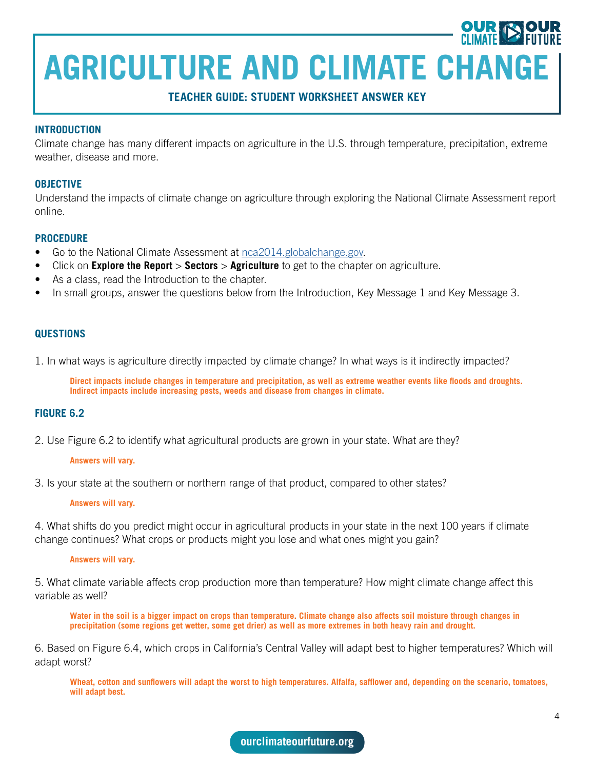# AGRICULTURE AND CLIMATE CHANGE

**TEACHER GUIDE: STUDENT WORKSHEET ANSWER KEY**

## INTRODUCTION

Climate change has many different impacts on agriculture in the U.S. through temperature, precipitation, extreme weather, disease and more.

## OBJECTIVE

Understand the impacts of climate change on agriculture through exploring the National Climate Assessment report online.

## PROCEDURE

- Go to the National Climate Assessment at nca2014.globalchange.gov.
- Click on **Explore the Report** > **Sectors** > **Agriculture** to get to the chapter on agriculture.
- As a class, read the Introduction to the chapter.
- In small groups, answer the questions below from the Introduction, Key Message 1 and Key Message 3.

## QUESTIONS

1. In what ways is agriculture directly impacted by climate change? In what ways is it indirectly impacted?

   **Direct impacts include changes in temperature and precipitation, as well as extreme weather events like floods and droughts. Indirect impacts include increasing pests, weeds and disease from changes in climate.**

## FIGURE 6.2

2. Use Figure 6.2 to identify what agricultural products are grown in your state. What are they?

   **Answers will vary.**

3. Is your state at the southern or northern range of that product, compared to other states?

   **Answers will vary.**

4. What shifts do you predict might occur in agricultural products in your state in the next 100 years if climate change continues? What crops or products might you lose and what ones might you gain?

   **Answers will vary.**

5. What climate variable affects crop production more than temperature? How might climate change affect this variable as well?

   **Water in the soil is a bigger impact on crops than temperature. Climate change also affects soil moisture through changes in precipitation (some regions get wetter, some get drier) as well as more extremes in both heavy rain and drought.**

6. Based on Figure 6.4, which crops in California's Central Valley will adapt best to higher temperatures? Which will adapt worst?

   **Wheat, cotton and sunflowers will adapt the worst to high temperatures. Alfalfa, safflower and, depending on the scenario, tomatoes, will adapt best.**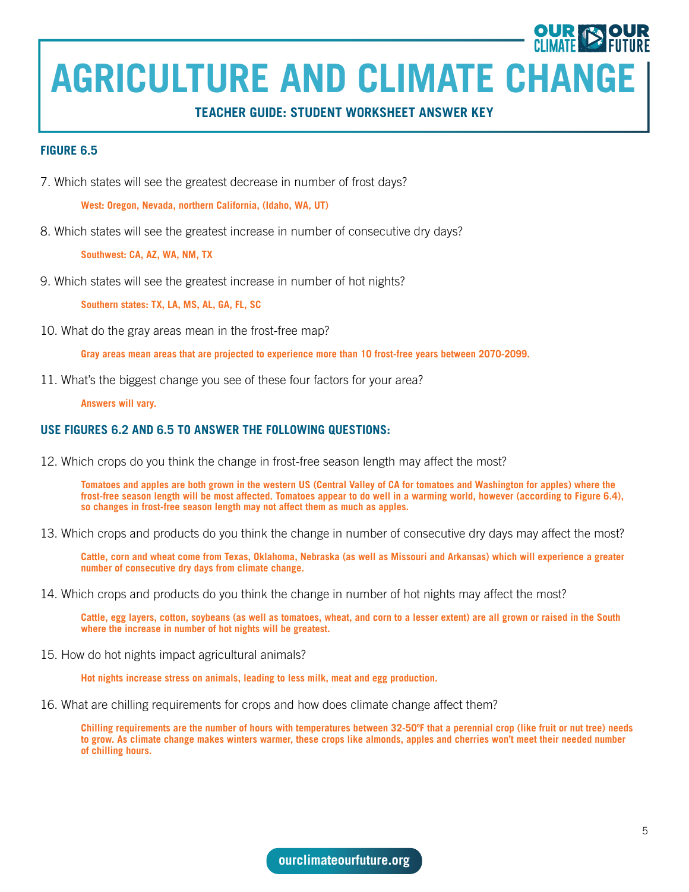# AGRICULTURE AND CLIMATE CHANGE

### TEACHER GUIDE: STUDENT WORKSHEET ANSWER KEY

### FIGURE 6.5

7. Which states will see the greatest decrease in number of frost days?

   **West: Oregon, Nevada, northern California, (Idaho, WA, UT)**

8. Which states will see the greatest increase in number of consecutive dry days?

   **Southwest: CA, AZ, WA, NM, TX**

9. Which states will see the greatest increase in number of hot nights?

   **Southern states: TX, LA, MS, AL, GA, FL, SC**

10. What do the gray areas mean in the frost-free map?

    **Gray areas mean areas that are projected to experience more than 10 frost-free years between 2070-2099.**

11. What's the biggest change you see of these four factors for your area?

    **Answers will vary.**

### USE FIGURES 6.2 AND 6.5 TO ANSWER THE FOLLOWING QUESTIONS:

12. Which crops do you think the change in frost-free season length may affect the most?

    **Tomatoes and apples are both grown in the western US (Central Valley of CA for tomatoes and Washington for apples) where the frost-free season length will be most affected. Tomatoes appear to do well in a warming world, however (according to Figure 6.4), so changes in frost-free season length may not affect them as much as apples.**

13. Which crops and products do you think the change in number of consecutive dry days may affect the most?

    **Cattle, corn and wheat come from Texas, Oklahoma, Nebraska (as well as Missouri and Arkansas) which will experience a greater number of consecutive dry days from climate change.**

14. Which crops and products do you think the change in number of hot nights may affect the most?

    **Cattle, egg layers, cotton, soybeans (as well as tomatoes, wheat, and corn to a lesser extent) are all grown or raised in the South where the increase in number of hot nights will be greatest.**

15. How do hot nights impact agricultural animals?

    **Hot nights increase stress on animals, leading to less milk, meat and egg production.**

16. What are chilling requirements for crops and how does climate change affect them?

    **Chilling requirements are the number of hours with temperatures between 32-50ºF that a perennial crop (like fruit or nut tree) needs to grow. As climate change makes winters warmer, these crops like almonds, apples and cherries won't meet their needed number of chilling hours.**

ourclimateourfuture.org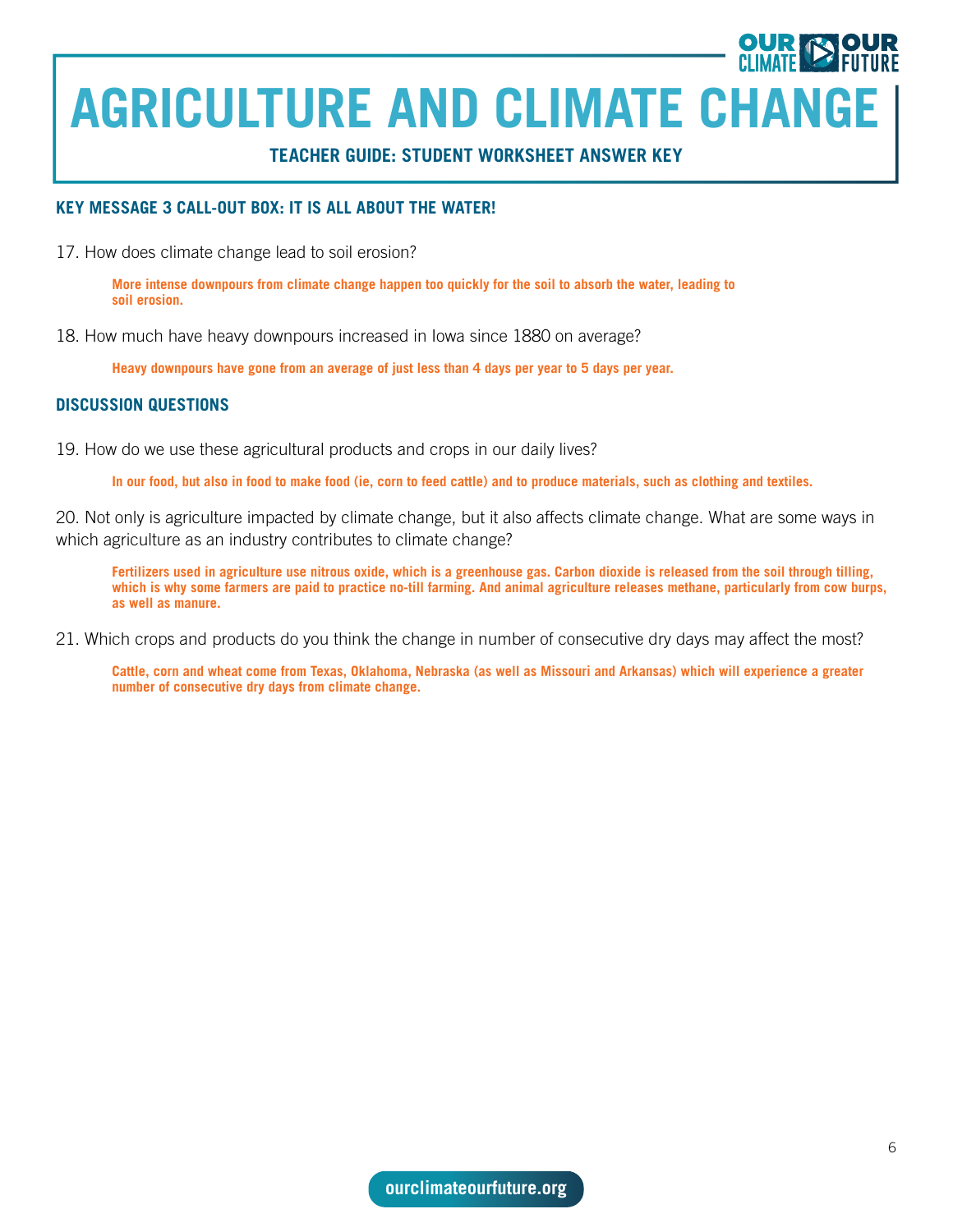# AGRICULTURE AND CLIMATE CHANGE

## TEACHER GUIDE: STUDENT WORKSHEET ANSWER KEY

### KEY MESSAGE 3 CALL-OUT BOX: IT IS ALL ABOUT THE WATER!

17. How does climate change lead to soil erosion?

**More intense downpours from climate change happen too quickly for the soil to absorb the water, leading to soil erosion.**

18. How much have heavy downpours increased in Iowa since 1880 on average?

**Heavy downpours have gone from an average of just less than 4 days per year to 5 days per year.**

### DISCUSSION QUESTIONS

19. How do we use these agricultural products and crops in our daily lives?

**In our food, but also in food to make food (ie, corn to feed cattle) and to produce materials, such as clothing and textiles.**

20. Not only is agriculture impacted by climate change, but it also affects climate change. What are some ways in which agriculture as an industry contributes to climate change?

**Fertilizers used in agriculture use nitrous oxide, which is a greenhouse gas. Carbon dioxide is released from the soil through tilling, which is why some farmers are paid to practice no-till farming. And animal agriculture releases methane, particularly from cow burps, as well as manure.**

21. Which crops and products do you think the change in number of consecutive dry days may affect the most?

**Cattle, corn and wheat come from Texas, Oklahoma, Nebraska (as well as Missouri and Arkansas) which will experience a greater number of consecutive dry days from climate change.**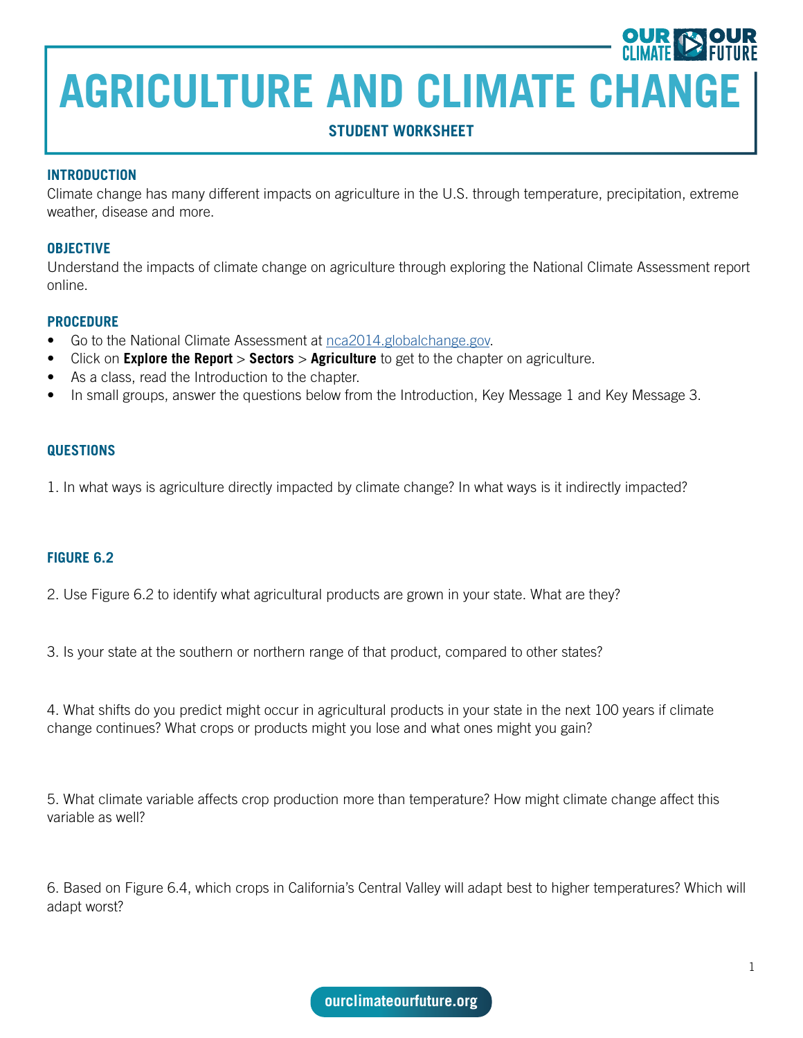# AGRICULTURE AND CLIMATE CHANGE

## STUDENT WORKSHEET

### INTRODUCTION

Climate change has many different impacts on agriculture in the U.S. through temperature, precipitation, extreme weather, disease and more.

### OBJECTIVE

Understand the impacts of climate change on agriculture through exploring the National Climate Assessment report online.

### PROCEDURE

- Go to the National Climate Assessment at nca2014.globalchange.gov.
- Click on **Explore the Report** > **Sectors** > **Agriculture** to get to the chapter on agriculture.
- As a class, read the Introduction to the chapter.
- In small groups, answer the questions below from the Introduction, Key Message 1 and Key Message 3.

### QUESTIONS

1. In what ways is agriculture directly impacted by climate change? In what ways is it indirectly impacted?

### FIGURE 6.2

2. Use Figure 6.2 to identify what agricultural products are grown in your state. What are they?

3. Is your state at the southern or northern range of that product, compared to other states?

4. What shifts do you predict might occur in agricultural products in your state in the next 100 years if climate change continues? What crops or products might you lose and what ones might you gain?

5. What climate variable affects crop production more than temperature? How might climate change affect this variable as well?

6. Based on Figure 6.4, which crops in California's Central Valley will adapt best to higher temperatures? Which will adapt worst?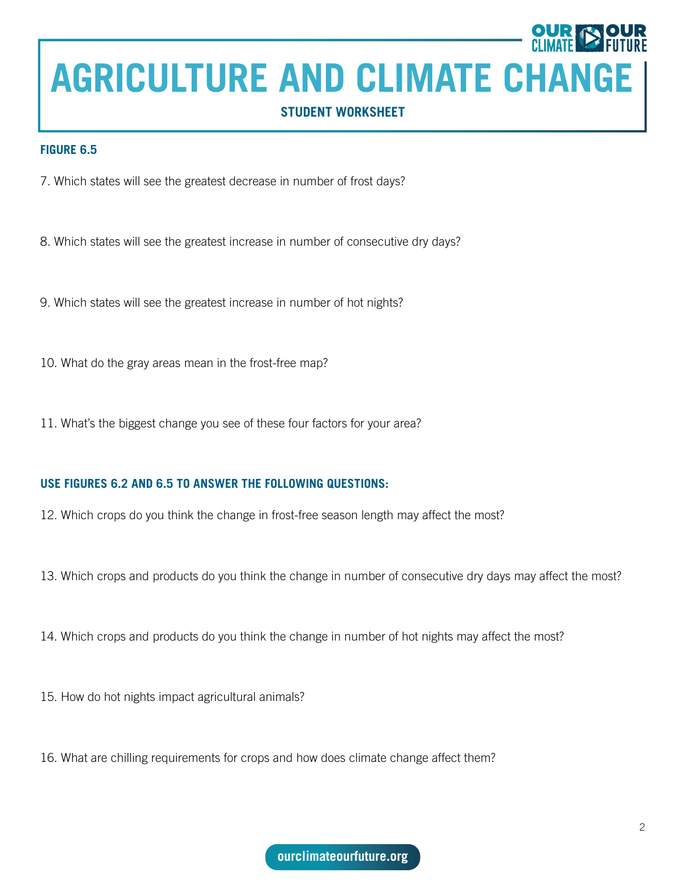# AGRICULTURE AND CLIMATE CHANGE

**STUDENT WORKSHEET**

## FIGURE 6.5

7. Which states will see the greatest decrease in number of frost days?

8. Which states will see the greatest increase in number of consecutive dry days?

9. Which states will see the greatest increase in number of hot nights?

10. What do the gray areas mean in the frost-free map?

11. What's the biggest change you see of these four factors for your area?

## USE FIGURES 6.2 AND 6.5 TO ANSWER THE FOLLOWING QUESTIONS:

12. Which crops do you think the change in frost-free season length may affect the most?

13. Which crops and products do you think the change in number of consecutive dry days may affect the most?

14. Which crops and products do you think the change in number of hot nights may affect the most?

15. How do hot nights impact agricultural animals?

16. What are chilling requirements for crops and how does climate change affect them?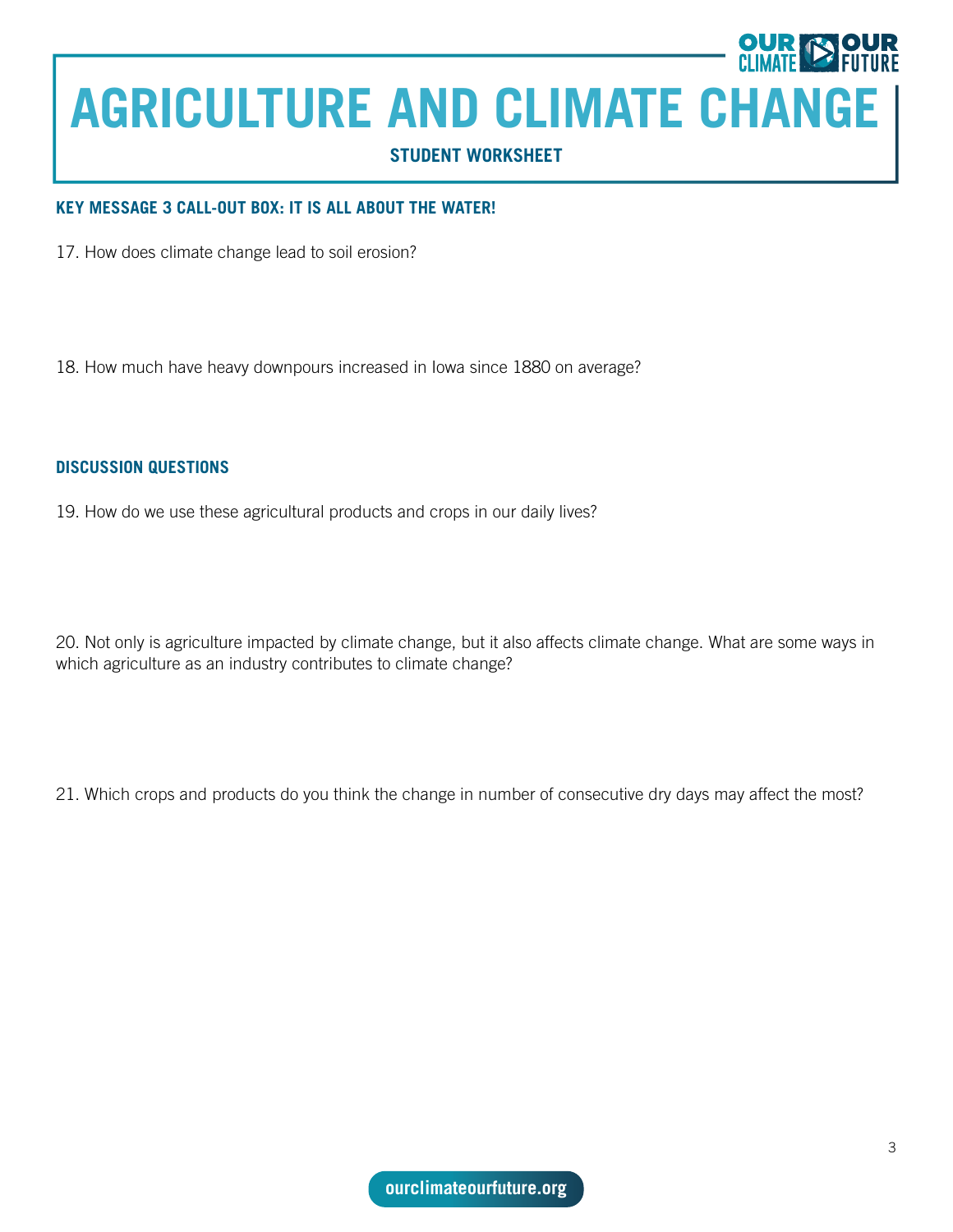# AGRICULTURE AND CLIMATE CHANGE

STUDENT WORKSHEET

### KEY MESSAGE 3 CALL-OUT BOX: IT IS ALL ABOUT THE WATER!

17. How does climate change lead to soil erosion?

18. How much have heavy downpours increased in Iowa since 1880 on average?

### DISCUSSION QUESTIONS

19. How do we use these agricultural products and crops in our daily lives?

20. Not only is agriculture impacted by climate change, but it also affects climate change. What are some ways in which agriculture as an industry contributes to climate change?

21. Which crops and products do you think the change in number of consecutive dry days may affect the most?